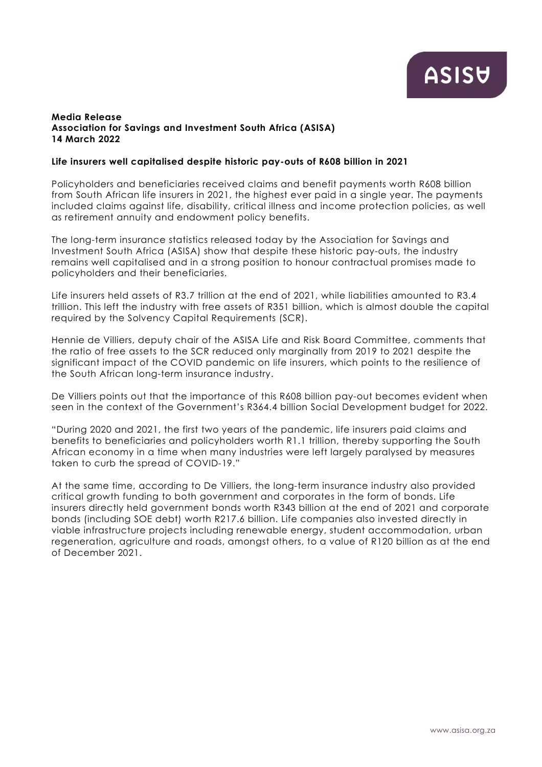**Media Release**
**Association for Savings and Investment South Africa (ASISA)**
**14 March 2022**

**Life insurers well capitalised despite historic pay-outs of R608 billion in 2021**

Policyholders and beneficiaries received claims and benefit payments worth R608 billion from South African life insurers in 2021, the highest ever paid in a single year. The payments included claims against life, disability, critical illness and income protection policies, as well as retirement annuity and endowment policy benefits.

The long-term insurance statistics released today by the Association for Savings and Investment South Africa (ASISA) show that despite these historic pay-outs, the industry remains well capitalised and in a strong position to honour contractual promises made to policyholders and their beneficiaries.

Life insurers held assets of R3.7 trillion at the end of 2021, while liabilities amounted to R3.4 trillion. This left the industry with free assets of R351 billion, which is almost double the capital required by the Solvency Capital Requirements (SCR).

Hennie de Villiers, deputy chair of the ASISA Life and Risk Board Committee, comments that the ratio of free assets to the SCR reduced only marginally from 2019 to 2021 despite the significant impact of the COVID pandemic on life insurers, which points to the resilience of the South African long-term insurance industry.

De Villiers points out that the importance of this R608 billion pay-out becomes evident when seen in the context of the Government's R364.4 billion Social Development budget for 2022.

"During 2020 and 2021, the first two years of the pandemic, life insurers paid claims and benefits to beneficiaries and policyholders worth R1.1 trillion, thereby supporting the South African economy in a time when many industries were left largely paralysed by measures taken to curb the spread of COVID-19."

At the same time, according to De Villiers, the long-term insurance industry also provided critical growth funding to both government and corporates in the form of bonds. Life insurers directly held government bonds worth R343 billion at the end of 2021 and corporate bonds (including SOE debt) worth R217.6 billion. Life companies also invested directly in viable infrastructure projects including renewable energy, student accommodation, urban regeneration, agriculture and roads, amongst others, to a value of R120 billion as at the end of December 2021.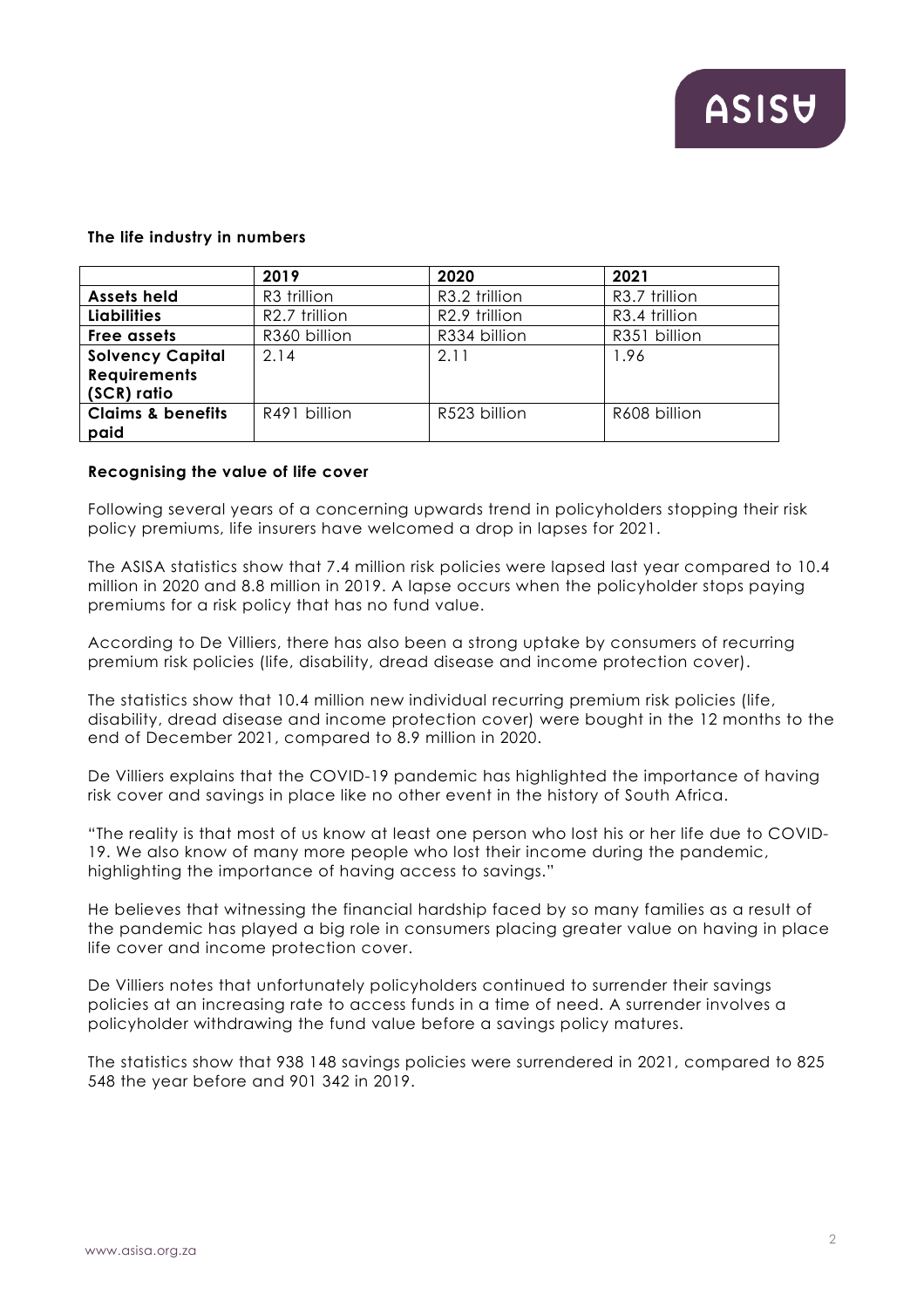**The life industry in numbers**

| | 2019 | 2020 | 2021 |
|---|---|---|---|
| **Assets held** | R3 trillion | R3.2 trillion | R3.7 trillion |
| **Liabilities** | R2.7 trillion | R2.9 trillion | R3.4 trillion |
| **Free assets** | R360 billion | R334 billion | R351 billion |
| **Solvency Capital Requirements (SCR) ratio** | 2.14 | 2.11 | 1.96 |
| **Claims & benefits paid** | R491 billion | R523 billion | R608 billion |

**Recognising the value of life cover**

Following several years of a concerning upwards trend in policyholders stopping their risk policy premiums, life insurers have welcomed a drop in lapses for 2021.

The ASISA statistics show that 7.4 million risk policies were lapsed last year compared to 10.4 million in 2020 and 8.8 million in 2019. A lapse occurs when the policyholder stops paying premiums for a risk policy that has no fund value.

According to De Villiers, there has also been a strong uptake by consumers of recurring premium risk policies (life, disability, dread disease and income protection cover).

The statistics show that 10.4 million new individual recurring premium risk policies (life, disability, dread disease and income protection cover) were bought in the 12 months to the end of December 2021, compared to 8.9 million in 2020.

De Villiers explains that the COVID-19 pandemic has highlighted the importance of having risk cover and savings in place like no other event in the history of South Africa.

"The reality is that most of us know at least one person who lost his or her life due to COVID-19. We also know of many more people who lost their income during the pandemic, highlighting the importance of having access to savings."

He believes that witnessing the financial hardship faced by so many families as a result of the pandemic has played a big role in consumers placing greater value on having in place life cover and income protection cover.

De Villiers notes that unfortunately policyholders continued to surrender their savings policies at an increasing rate to access funds in a time of need. A surrender involves a policyholder withdrawing the fund value before a savings policy matures.

The statistics show that 938 148 savings policies were surrendered in 2021, compared to 825 548 the year before and 901 342 in 2019.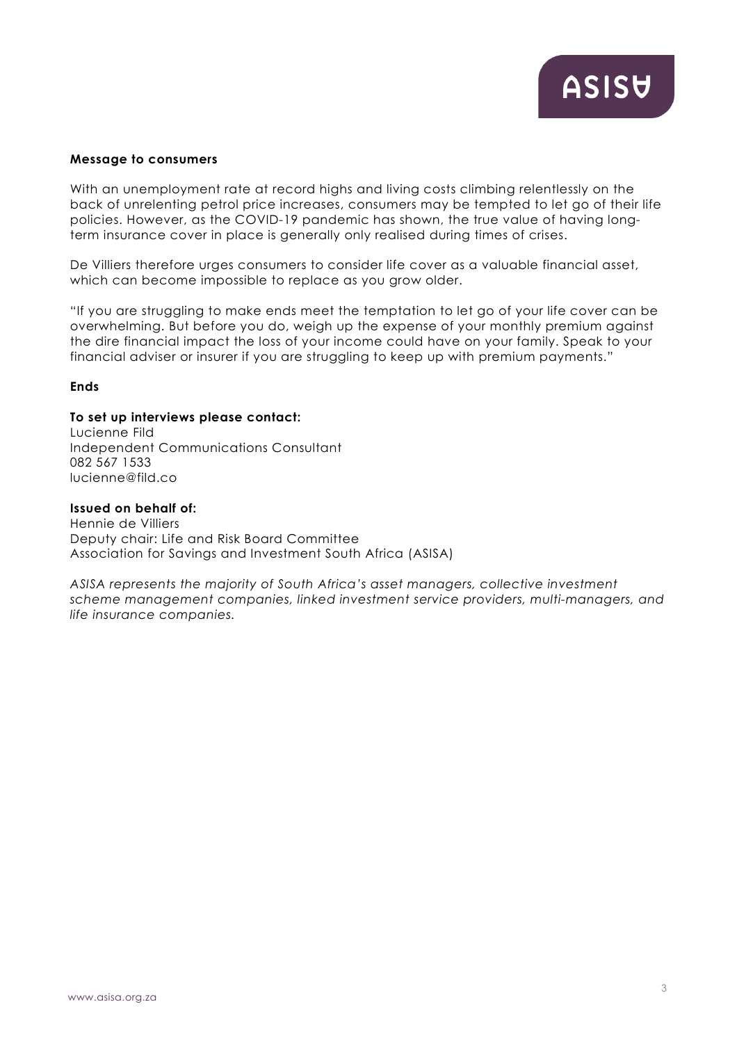**Message to consumers**

With an unemployment rate at record highs and living costs climbing relentlessly on the back of unrelenting petrol price increases, consumers may be tempted to let go of their life policies. However, as the COVID-19 pandemic has shown, the true value of having long-term insurance cover in place is generally only realised during times of crises.

De Villiers therefore urges consumers to consider life cover as a valuable financial asset, which can become impossible to replace as you grow older.

"If you are struggling to make ends meet the temptation to let go of your life cover can be overwhelming. But before you do, weigh up the expense of your monthly premium against the dire financial impact the loss of your income could have on your family. Speak to your financial adviser or insurer if you are struggling to keep up with premium payments."

**Ends**

**To set up interviews please contact:**
Lucienne Fild
Independent Communications Consultant
082 567 1533
lucienne@fild.co

**Issued on behalf of:**
Hennie de Villiers
Deputy chair: Life and Risk Board Committee
Association for Savings and Investment South Africa (ASISA)

*ASISA represents the majority of South Africa's asset managers, collective investment scheme management companies, linked investment service providers, multi-managers, and life insurance companies.*